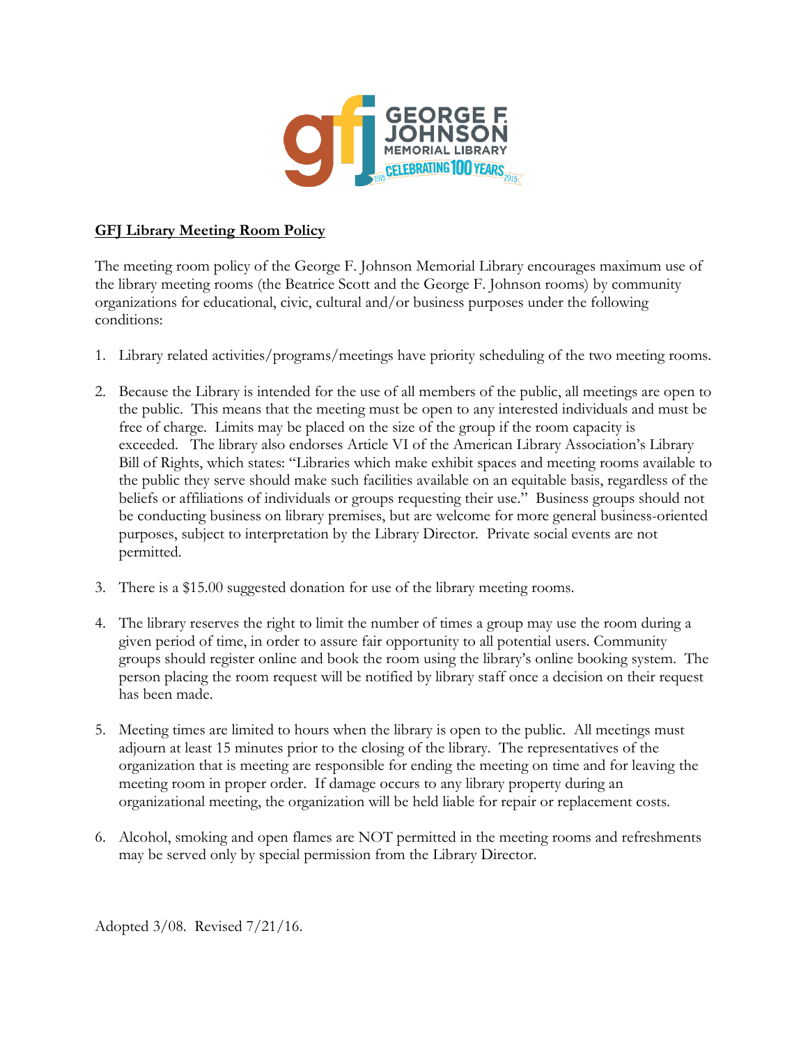## GFJ Library Meeting Room Policy

The meeting room policy of the George F. Johnson Memorial Library encourages maximum use of the library meeting rooms (the Beatrice Scott and the George F. Johnson rooms) by community organizations for educational, civic, cultural and/or business purposes under the following conditions:

1. Library related activities/programs/meetings have priority scheduling of the two meeting rooms.

2. Because the Library is intended for the use of all members of the public, all meetings are open to the public. This means that the meeting must be open to any interested individuals and must be free of charge. Limits may be placed on the size of the group if the room capacity is exceeded. The library also endorses Article VI of the American Library Association's Library Bill of Rights, which states: "Libraries which make exhibit spaces and meeting rooms available to the public they serve should make such facilities available on an equitable basis, regardless of the beliefs or affiliations of individuals or groups requesting their use." Business groups should not be conducting business on library premises, but are welcome for more general business-oriented purposes, subject to interpretation by the Library Director. Private social events are not permitted.

3. There is a $15.00 suggested donation for use of the library meeting rooms.

4. The library reserves the right to limit the number of times a group may use the room during a given period of time, in order to assure fair opportunity to all potential users. Community groups should register online and book the room using the library's online booking system. The person placing the room request will be notified by library staff once a decision on their request has been made.

5. Meeting times are limited to hours when the library is open to the public. All meetings must adjourn at least 15 minutes prior to the closing of the library. The representatives of the organization that is meeting are responsible for ending the meeting on time and for leaving the meeting room in proper order. If damage occurs to any library property during an organizational meeting, the organization will be held liable for repair or replacement costs.

6. Alcohol, smoking and open flames are NOT permitted in the meeting rooms and refreshments may be served only by special permission from the Library Director.

Adopted 3/08. Revised 7/21/16.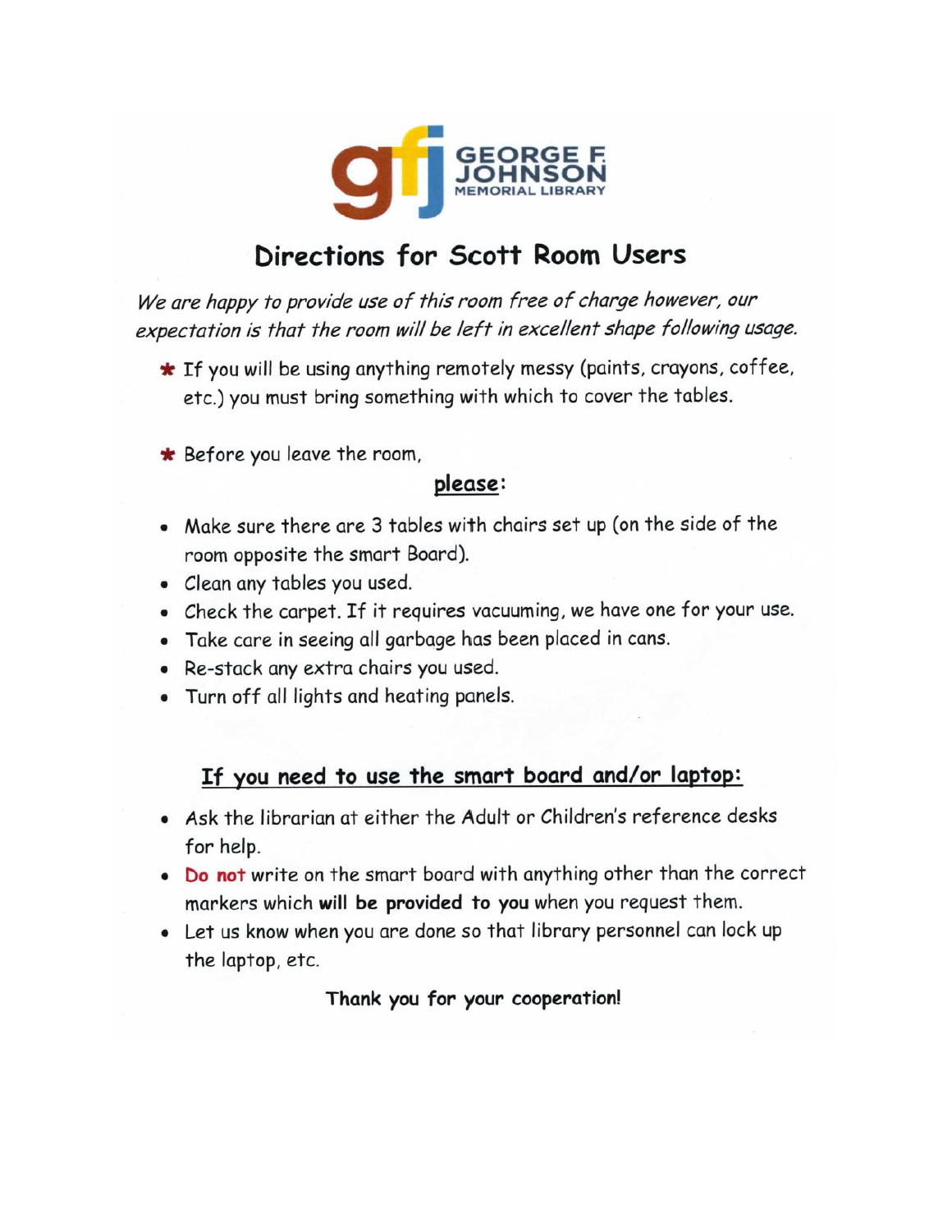GEORGE F. JOHNSON MEMORIAL LIBRARY

# Directions for Scott Room Users

*We are happy to provide use of this room free of charge however, our expectation is that the room will be left in excellent shape following usage.*

* If you will be using anything remotely messy (paints, crayons, coffee, etc.) you must bring something with which to cover the tables.

* Before you leave the room,

**please**:

- Make sure there are 3 tables with chairs set up (on the side of the room opposite the smart Board).
- Clean any tables you used.
- Check the carpet. If it requires vacuuming, we have one for your use.
- Take care in seeing all garbage has been placed in cans.
- Re-stack any extra chairs you used.
- Turn off all lights and heating panels.

## If you need to use the smart board and/or laptop:

- Ask the librarian at either the Adult or Children's reference desks for help.
- **Do not** write on the smart board with anything other than the correct markers which **will be provided to you** when you request them.
- Let us know when you are done so that library personnel can lock up the laptop, etc.

**Thank you for your cooperation!**